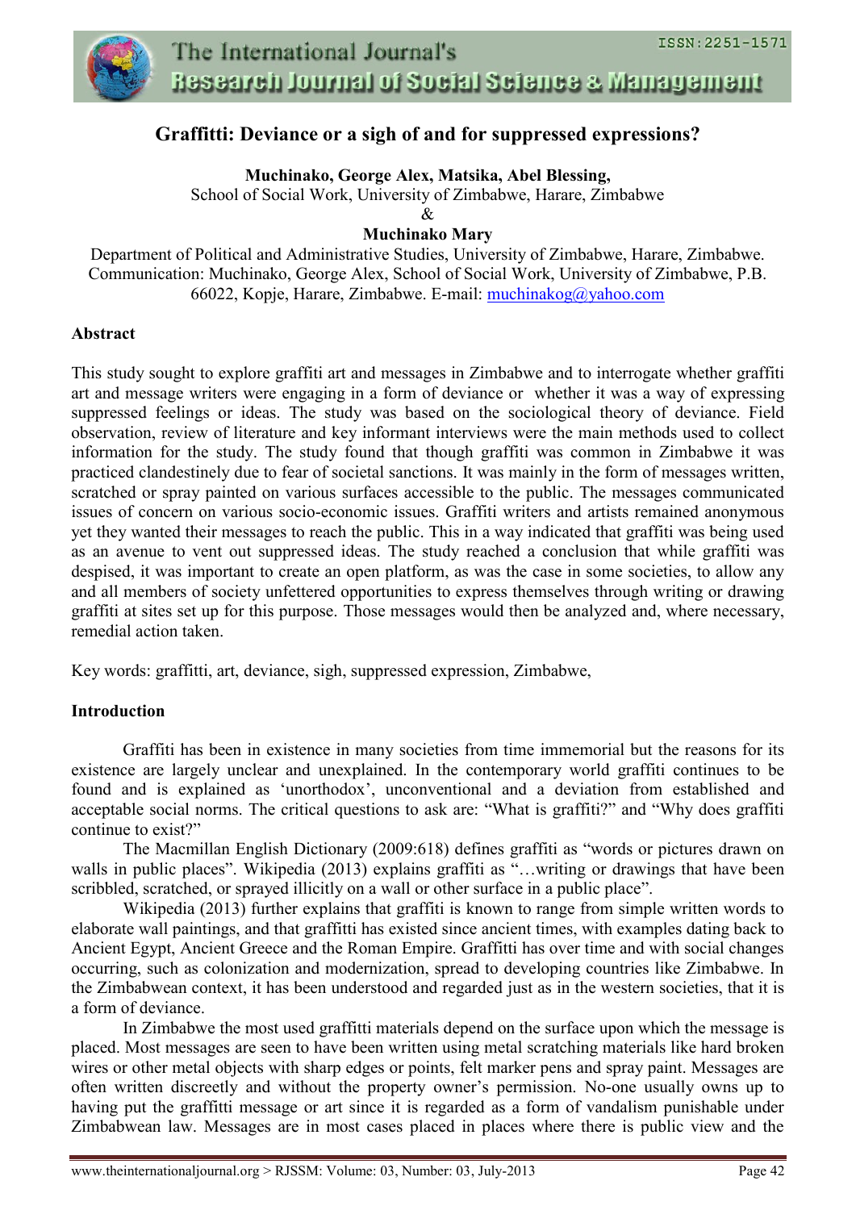# Graffitti: Deviance or a sigh of and for suppressed expressions?

**Muchinako, George Alex, Matsika, Abel Blessing,**
School of Social Work, University of Zimbabwe, Harare, Zimbabwe
&
**Muchinako Mary**
Department of Political and Administrative Studies, University of Zimbabwe, Harare, Zimbabwe.
Communication: Muchinako, George Alex, School of Social Work, University of Zimbabwe, P.B. 66022, Kopje, Harare, Zimbabwe. E-mail: muchinakog@yahoo.com

## Abstract

This study sought to explore graffiti art and messages in Zimbabwe and to interrogate whether graffiti art and message writers were engaging in a form of deviance or whether it was a way of expressing suppressed feelings or ideas. The study was based on the sociological theory of deviance. Field observation, review of literature and key informant interviews were the main methods used to collect information for the study. The study found that though graffiti was common in Zimbabwe it was practiced clandestinely due to fear of societal sanctions. It was mainly in the form of messages written, scratched or spray painted on various surfaces accessible to the public. The messages communicated issues of concern on various socio-economic issues. Graffiti writers and artists remained anonymous yet they wanted their messages to reach the public. This in a way indicated that graffiti was being used as an avenue to vent out suppressed ideas. The study reached a conclusion that while graffiti was despised, it was important to create an open platform, as was the case in some societies, to allow any and all members of society unfettered opportunities to express themselves through writing or drawing graffiti at sites set up for this purpose. Those messages would then be analyzed and, where necessary, remedial action taken.

Key words: graffitti, art, deviance, sigh, suppressed expression, Zimbabwe,

## Introduction

Graffiti has been in existence in many societies from time immemorial but the reasons for its existence are largely unclear and unexplained. In the contemporary world graffiti continues to be found and is explained as 'unorthodox', unconventional and a deviation from established and acceptable social norms. The critical questions to ask are: "What is graffiti?" and "Why does graffiti continue to exist?"

The Macmillan English Dictionary (2009:618) defines graffiti as "words or pictures drawn on walls in public places". Wikipedia (2013) explains graffiti as "…writing or drawings that have been scribbled, scratched, or sprayed illicitly on a wall or other surface in a public place".

Wikipedia (2013) further explains that graffiti is known to range from simple written words to elaborate wall paintings, and that graffitti has existed since ancient times, with examples dating back to Ancient Egypt, Ancient Greece and the Roman Empire. Graffitti has over time and with social changes occurring, such as colonization and modernization, spread to developing countries like Zimbabwe. In the Zimbabwean context, it has been understood and regarded just as in the western societies, that it is a form of deviance.

In Zimbabwe the most used graffitti materials depend on the surface upon which the message is placed. Most messages are seen to have been written using metal scratching materials like hard broken wires or other metal objects with sharp edges or points, felt marker pens and spray paint. Messages are often written discreetly and without the property owner's permission. No-one usually owns up to having put the graffitti message or art since it is regarded as a form of vandalism punishable under Zimbabwean law. Messages are in most cases placed in places where there is public view and the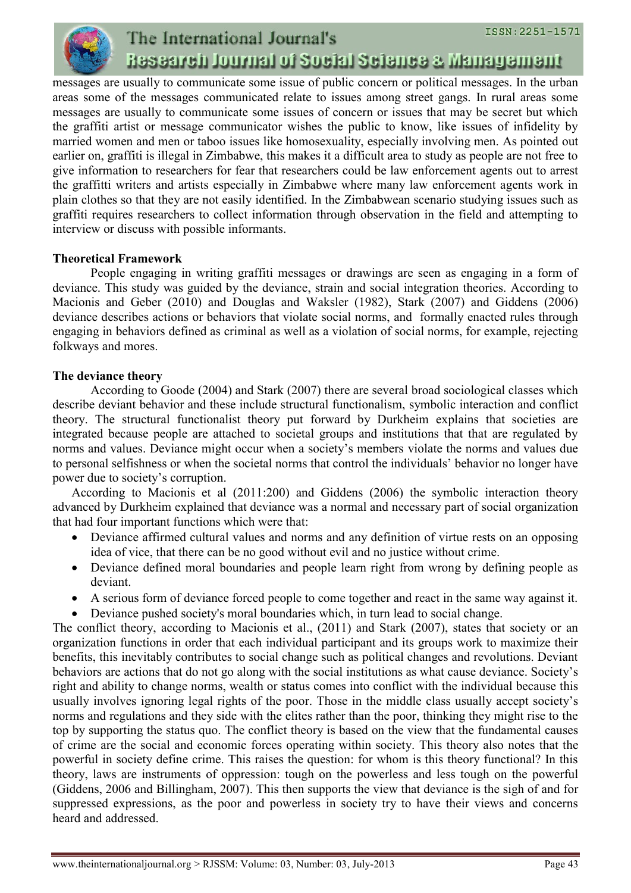messages are usually to communicate some issue of public concern or political messages. In the urban areas some of the messages communicated relate to issues among street gangs. In rural areas some messages are usually to communicate some issues of concern or issues that may be secret but which the graffiti artist or message communicator wishes the public to know, like issues of infidelity by married women and men or taboo issues like homosexuality, especially involving men. As pointed out earlier on, graffiti is illegal in Zimbabwe, this makes it a difficult area to study as people are not free to give information to researchers for fear that researchers could be law enforcement agents out to arrest the graffitti writers and artists especially in Zimbabwe where many law enforcement agents work in plain clothes so that they are not easily identified. In the Zimbabwean scenario studying issues such as graffiti requires researchers to collect information through observation in the field and attempting to interview or discuss with possible informants.

### Theoretical Framework

People engaging in writing graffiti messages or drawings are seen as engaging in a form of deviance. This study was guided by the deviance, strain and social integration theories. According to Macionis and Geber (2010) and Douglas and Waksler (1982), Stark (2007) and Giddens (2006) deviance describes actions or behaviors that violate social norms, and formally enacted rules through engaging in behaviors defined as criminal as well as a violation of social norms, for example, rejecting folkways and mores.

### The deviance theory

According to Goode (2004) and Stark (2007) there are several broad sociological classes which describe deviant behavior and these include structural functionalism, symbolic interaction and conflict theory. The structural functionalist theory put forward by Durkheim explains that societies are integrated because people are attached to societal groups and institutions that that are regulated by norms and values. Deviance might occur when a society's members violate the norms and values due to personal selfishness or when the societal norms that control the individuals' behavior no longer have power due to society's corruption.

According to Macionis et al (2011:200) and Giddens (2006) the symbolic interaction theory advanced by Durkheim explained that deviance was a normal and necessary part of social organization that had four important functions which were that:

- Deviance affirmed cultural values and norms and any definition of virtue rests on an opposing idea of vice, that there can be no good without evil and no justice without crime.
- Deviance defined moral boundaries and people learn right from wrong by defining people as deviant.
- A serious form of deviance forced people to come together and react in the same way against it.
- Deviance pushed society's moral boundaries which, in turn lead to social change.

The conflict theory, according to Macionis et al., (2011) and Stark (2007), states that society or an organization functions in order that each individual participant and its groups work to maximize their benefits, this inevitably contributes to social change such as political changes and revolutions. Deviant behaviors are actions that do not go along with the social institutions as what cause deviance. Society's right and ability to change norms, wealth or status comes into conflict with the individual because this usually involves ignoring legal rights of the poor. Those in the middle class usually accept society's norms and regulations and they side with the elites rather than the poor, thinking they might rise to the top by supporting the status quo. The conflict theory is based on the view that the fundamental causes of crime are the social and economic forces operating within society. This theory also notes that the powerful in society define crime. This raises the question: for whom is this theory functional? In this theory, laws are instruments of oppression: tough on the powerless and less tough on the powerful (Giddens, 2006 and Billingham, 2007). This then supports the view that deviance is the sigh of and for suppressed expressions, as the poor and powerless in society try to have their views and concerns heard and addressed.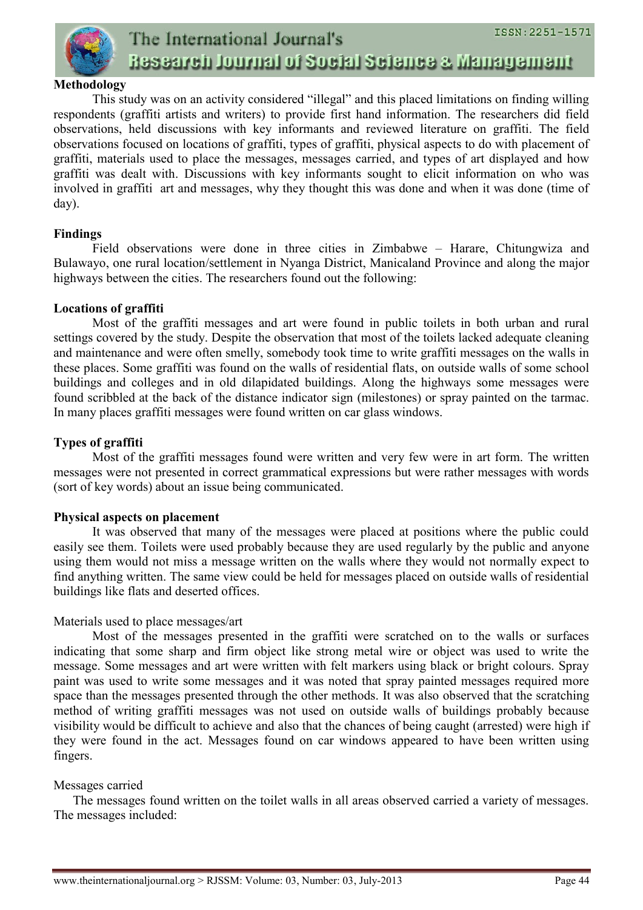## Methodology

This study was on an activity considered "illegal" and this placed limitations on finding willing respondents (graffiti artists and writers) to provide first hand information. The researchers did field observations, held discussions with key informants and reviewed literature on graffiti. The field observations focused on locations of graffiti, types of graffiti, physical aspects to do with placement of graffiti, materials used to place the messages, messages carried, and types of art displayed and how graffiti was dealt with. Discussions with key informants sought to elicit information on who was involved in graffiti art and messages, why they thought this was done and when it was done (time of day).

## Findings

Field observations were done in three cities in Zimbabwe – Harare, Chitungwiza and Bulawayo, one rural location/settlement in Nyanga District, Manicaland Province and along the major highways between the cities. The researchers found out the following:

### Locations of graffiti

Most of the graffiti messages and art were found in public toilets in both urban and rural settings covered by the study. Despite the observation that most of the toilets lacked adequate cleaning and maintenance and were often smelly, somebody took time to write graffiti messages on the walls in these places. Some graffiti was found on the walls of residential flats, on outside walls of some school buildings and colleges and in old dilapidated buildings. Along the highways some messages were found scribbled at the back of the distance indicator sign (milestones) or spray painted on the tarmac. In many places graffiti messages were found written on car glass windows.

### Types of graffiti

Most of the graffiti messages found were written and very few were in art form. The written messages were not presented in correct grammatical expressions but were rather messages with words (sort of key words) about an issue being communicated.

### Physical aspects on placement

It was observed that many of the messages were placed at positions where the public could easily see them. Toilets were used probably because they are used regularly by the public and anyone using them would not miss a message written on the walls where they would not normally expect to find anything written. The same view could be held for messages placed on outside walls of residential buildings like flats and deserted offices.

Materials used to place messages/art

Most of the messages presented in the graffiti were scratched on to the walls or surfaces indicating that some sharp and firm object like strong metal wire or object was used to write the message. Some messages and art were written with felt markers using black or bright colours. Spray paint was used to write some messages and it was noted that spray painted messages required more space than the messages presented through the other methods. It was also observed that the scratching method of writing graffiti messages was not used on outside walls of buildings probably because visibility would be difficult to achieve and also that the chances of being caught (arrested) were high if they were found in the act. Messages found on car windows appeared to have been written using fingers.

Messages carried

The messages found written on the toilet walls in all areas observed carried a variety of messages. The messages included: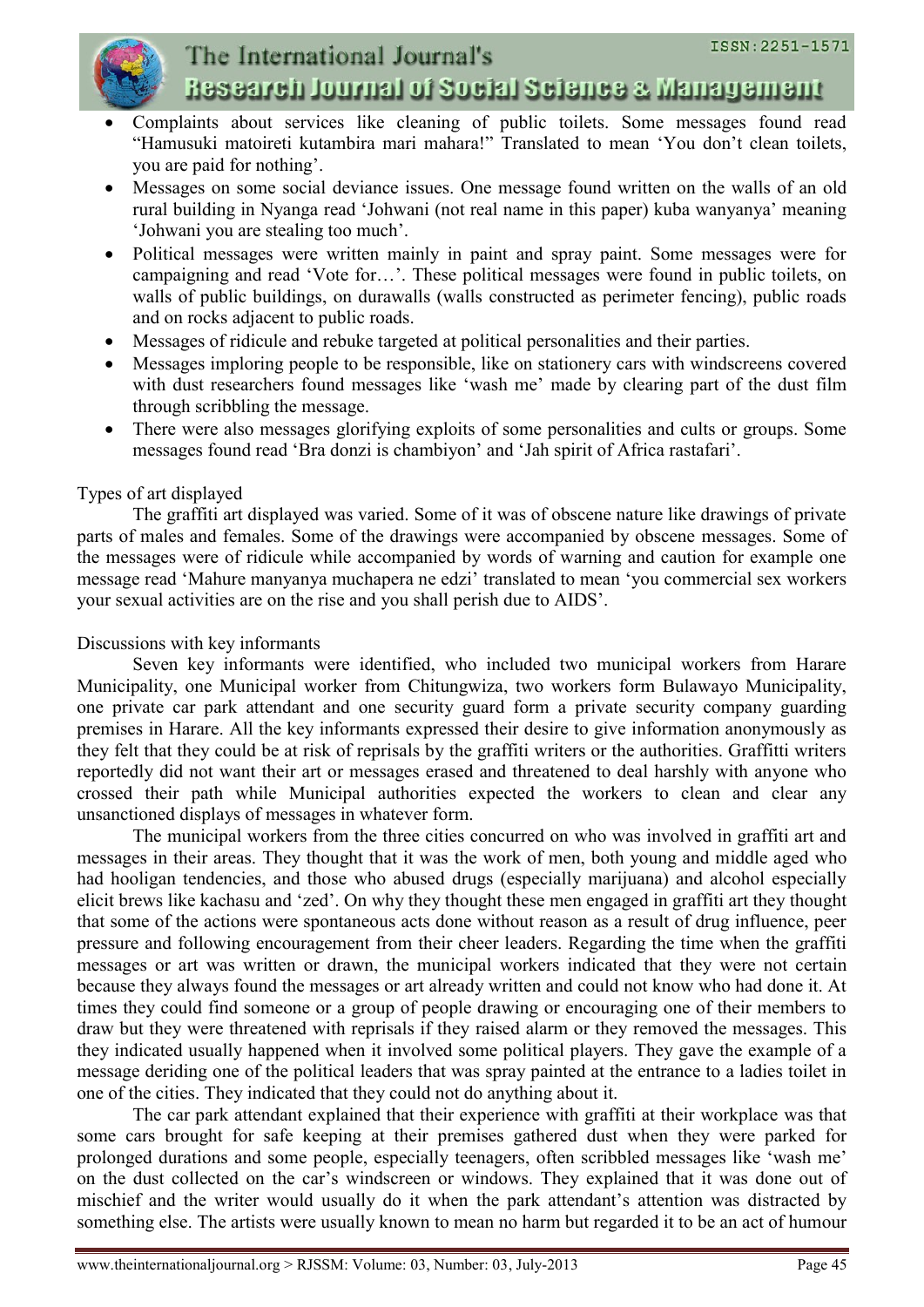- Complaints about services like cleaning of public toilets. Some messages found read "Hamusuki matoireti kutambira mari mahara!" Translated to mean 'You don't clean toilets, you are paid for nothing'.
- Messages on some social deviance issues. One message found written on the walls of an old rural building in Nyanga read 'Johwani (not real name in this paper) kuba wanyanya' meaning 'Johwani you are stealing too much'.
- Political messages were written mainly in paint and spray paint. Some messages were for campaigning and read 'Vote for…'. These political messages were found in public toilets, on walls of public buildings, on durawalls (walls constructed as perimeter fencing), public roads and on rocks adjacent to public roads.
- Messages of ridicule and rebuke targeted at political personalities and their parties.
- Messages imploring people to be responsible, like on stationery cars with windscreens covered with dust researchers found messages like 'wash me' made by clearing part of the dust film through scribbling the message.
- There were also messages glorifying exploits of some personalities and cults or groups. Some messages found read 'Bra donzi is chambiyon' and 'Jah spirit of Africa rastafari'.

Types of art displayed

The graffiti art displayed was varied. Some of it was of obscene nature like drawings of private parts of males and females. Some of the drawings were accompanied by obscene messages. Some of the messages were of ridicule while accompanied by words of warning and caution for example one message read 'Mahure manyanya muchapera ne edzi' translated to mean 'you commercial sex workers your sexual activities are on the rise and you shall perish due to AIDS'.

Discussions with key informants

Seven key informants were identified, who included two municipal workers from Harare Municipality, one Municipal worker from Chitungwiza, two workers form Bulawayo Municipality, one private car park attendant and one security guard form a private security company guarding premises in Harare. All the key informants expressed their desire to give information anonymously as they felt that they could be at risk of reprisals by the graffiti writers or the authorities. Graffitti writers reportedly did not want their art or messages erased and threatened to deal harshly with anyone who crossed their path while Municipal authorities expected the workers to clean and clear any unsanctioned displays of messages in whatever form.

The municipal workers from the three cities concurred on who was involved in graffiti art and messages in their areas. They thought that it was the work of men, both young and middle aged who had hooligan tendencies, and those who abused drugs (especially marijuana) and alcohol especially elicit brews like kachasu and 'zed'. On why they thought these men engaged in graffiti art they thought that some of the actions were spontaneous acts done without reason as a result of drug influence, peer pressure and following encouragement from their cheer leaders. Regarding the time when the graffiti messages or art was written or drawn, the municipal workers indicated that they were not certain because they always found the messages or art already written and could not know who had done it. At times they could find someone or a group of people drawing or encouraging one of their members to draw but they were threatened with reprisals if they raised alarm or they removed the messages. This they indicated usually happened when it involved some political players. They gave the example of a message deriding one of the political leaders that was spray painted at the entrance to a ladies toilet in one of the cities. They indicated that they could not do anything about it.

The car park attendant explained that their experience with graffiti at their workplace was that some cars brought for safe keeping at their premises gathered dust when they were parked for prolonged durations and some people, especially teenagers, often scribbled messages like 'wash me' on the dust collected on the car's windscreen or windows. They explained that it was done out of mischief and the writer would usually do it when the park attendant's attention was distracted by something else. The artists were usually known to mean no harm but regarded it to be an act of humour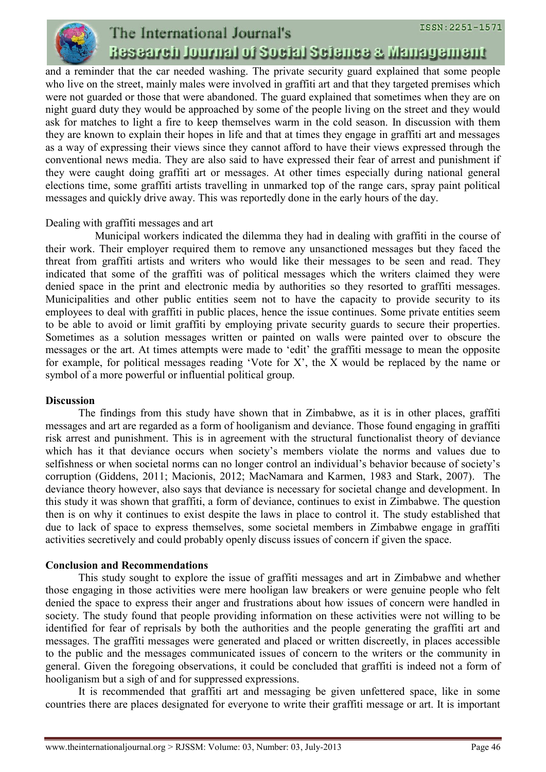and a reminder that the car needed washing. The private security guard explained that some people who live on the street, mainly males were involved in graffiti art and that they targeted premises which were not guarded or those that were abandoned. The guard explained that sometimes when they are on night guard duty they would be approached by some of the people living on the street and they would ask for matches to light a fire to keep themselves warm in the cold season. In discussion with them they are known to explain their hopes in life and that at times they engage in graffiti art and messages as a way of expressing their views since they cannot afford to have their views expressed through the conventional news media. They are also said to have expressed their fear of arrest and punishment if they were caught doing graffiti art or messages. At other times especially during national general elections time, some graffiti artists travelling in unmarked top of the range cars, spray paint political messages and quickly drive away. This was reportedly done in the early hours of the day.

Dealing with graffiti messages and art

Municipal workers indicated the dilemma they had in dealing with graffiti in the course of their work. Their employer required them to remove any unsanctioned messages but they faced the threat from graffiti artists and writers who would like their messages to be seen and read. They indicated that some of the graffiti was of political messages which the writers claimed they were denied space in the print and electronic media by authorities so they resorted to graffiti messages. Municipalities and other public entities seem not to have the capacity to provide security to its employees to deal with graffiti in public places, hence the issue continues. Some private entities seem to be able to avoid or limit graffiti by employing private security guards to secure their properties. Sometimes as a solution messages written or painted on walls were painted over to obscure the messages or the art. At times attempts were made to 'edit' the graffiti message to mean the opposite for example, for political messages reading 'Vote for X', the X would be replaced by the name or symbol of a more powerful or influential political group.

**Discussion**

The findings from this study have shown that in Zimbabwe, as it is in other places, graffiti messages and art are regarded as a form of hooliganism and deviance. Those found engaging in graffiti risk arrest and punishment. This is in agreement with the structural functionalist theory of deviance which has it that deviance occurs when society's members violate the norms and values due to selfishness or when societal norms can no longer control an individual's behavior because of society's corruption (Giddens, 2011; Macionis, 2012; MacNamara and Karmen, 1983 and Stark, 2007). The deviance theory however, also says that deviance is necessary for societal change and development. In this study it was shown that graffiti, a form of deviance, continues to exist in Zimbabwe. The question then is on why it continues to exist despite the laws in place to control it. The study established that due to lack of space to express themselves, some societal members in Zimbabwe engage in graffiti activities secretively and could probably openly discuss issues of concern if given the space.

**Conclusion and Recommendations**

This study sought to explore the issue of graffiti messages and art in Zimbabwe and whether those engaging in those activities were mere hooligan law breakers or were genuine people who felt denied the space to express their anger and frustrations about how issues of concern were handled in society. The study found that people providing information on these activities were not willing to be identified for fear of reprisals by both the authorities and the people generating the graffiti art and messages. The graffiti messages were generated and placed or written discreetly, in places accessible to the public and the messages communicated issues of concern to the writers or the community in general. Given the foregoing observations, it could be concluded that graffiti is indeed not a form of hooliganism but a sigh of and for suppressed expressions.

It is recommended that graffiti art and messaging be given unfettered space, like in some countries there are places designated for everyone to write their graffiti message or art. It is important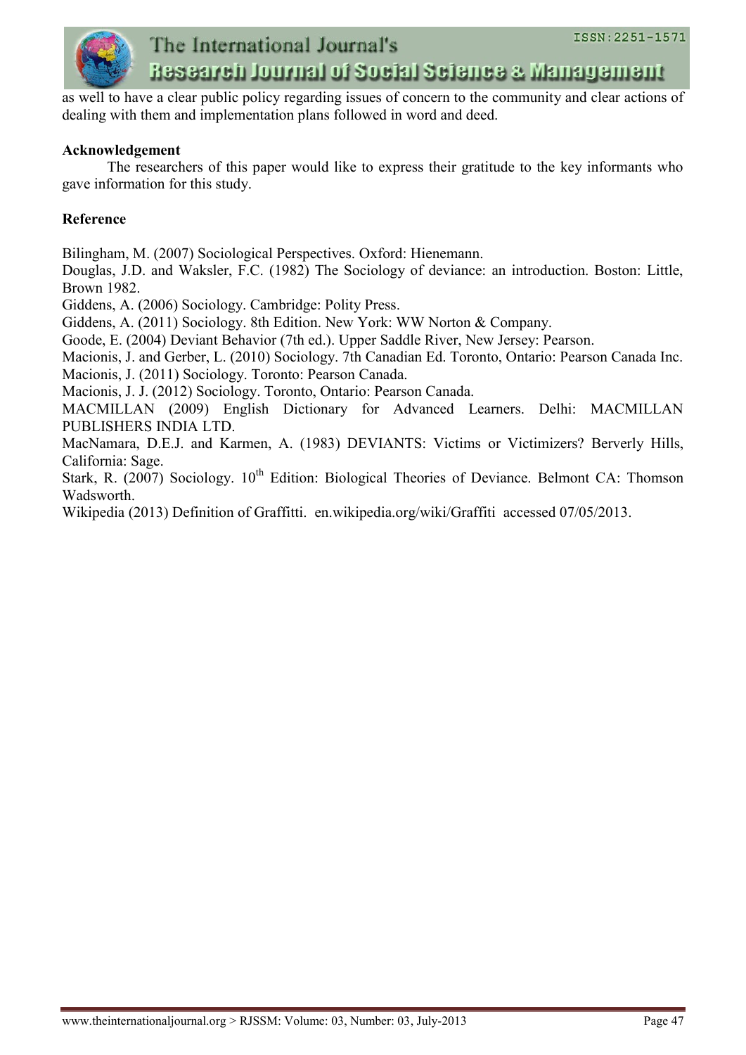as well to have a clear public policy regarding issues of concern to the community and clear actions of dealing with them and implementation plans followed in word and deed.

**Acknowledgement**

The researchers of this paper would like to express their gratitude to the key informants who gave information for this study.

**Reference**

Bilingham, M. (2007) Sociological Perspectives. Oxford: Hienemann.

Douglas, J.D. and Waksler, F.C. (1982) The Sociology of deviance: an introduction. Boston: Little, Brown 1982.

Giddens, A. (2006) Sociology. Cambridge: Polity Press.

Giddens, A. (2011) Sociology. 8th Edition. New York: WW Norton & Company.

Goode, E. (2004) Deviant Behavior (7th ed.). Upper Saddle River, New Jersey: Pearson.

Macionis, J. and Gerber, L. (2010) Sociology. 7th Canadian Ed. Toronto, Ontario: Pearson Canada Inc.

Macionis, J. (2011) Sociology. Toronto: Pearson Canada.

Macionis, J. J. (2012) Sociology. Toronto, Ontario: Pearson Canada.

MACMILLAN (2009) English Dictionary for Advanced Learners. Delhi: MACMILLAN PUBLISHERS INDIA LTD.

MacNamara, D.E.J. and Karmen, A. (1983) DEVIANTS: Victims or Victimizers? Berverly Hills, California: Sage.

Stark, R. (2007) Sociology. 10th Edition: Biological Theories of Deviance. Belmont CA: Thomson Wadsworth.

Wikipedia (2013) Definition of Graffitti. en.wikipedia.org/wiki/Graffiti accessed 07/05/2013.